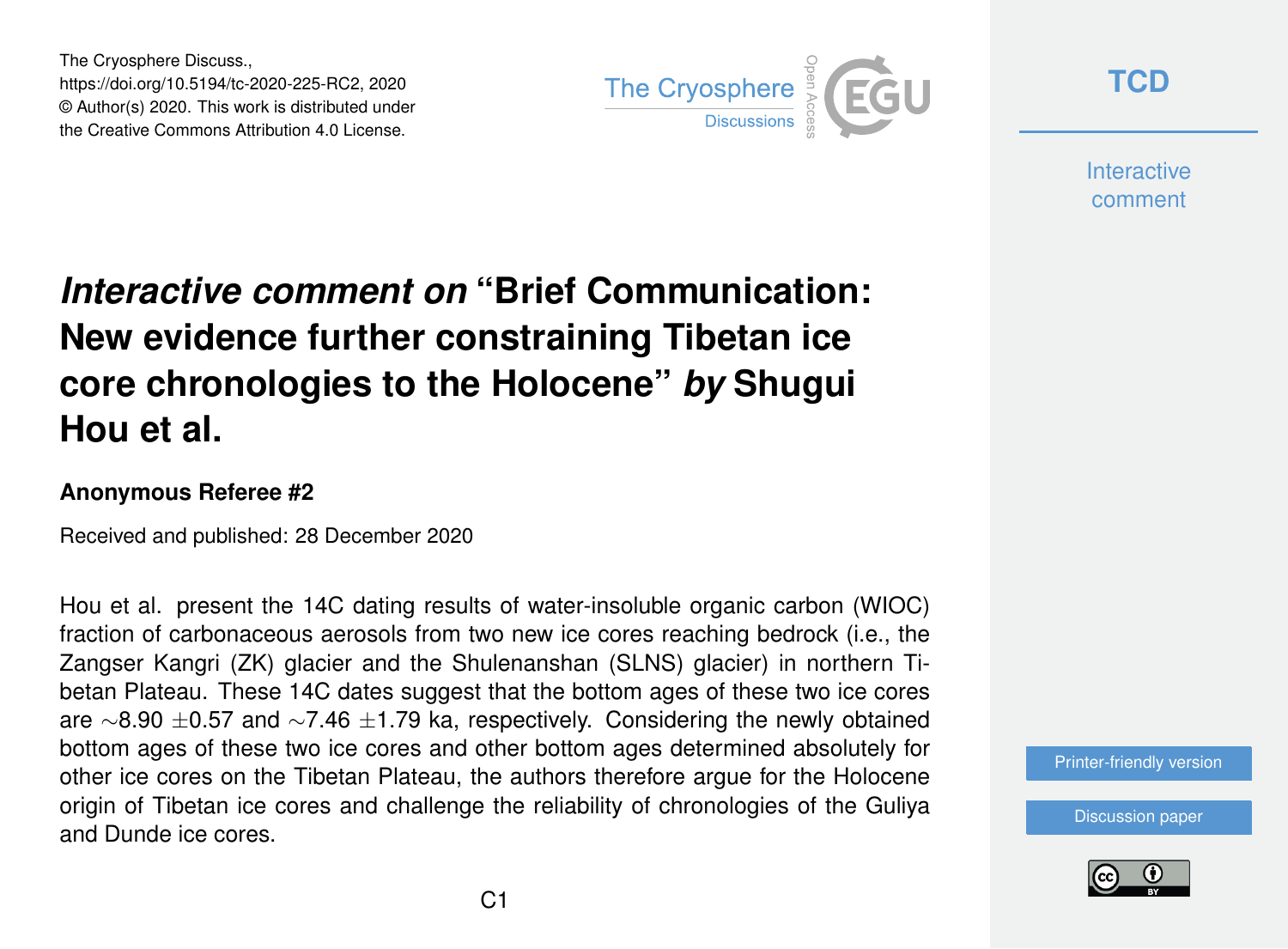The Cryosphere Discuss.,
https://doi.org/10.5194/tc-2020-225-RC2, 2020
© Author(s) 2020. This work is distributed under
the Creative Commons Attribution 4.0 License.

# *Interactive comment on* "Brief Communication: New evidence further constraining Tibetan ice core chronologies to the Holocene" *by* Shugui Hou et al.

### Anonymous Referee #2

Received and published: 28 December 2020

Hou et al. present the 14C dating results of water-insoluble organic carbon (WIOC) fraction of carbonaceous aerosols from two new ice cores reaching bedrock (i.e., the Zangser Kangri (ZK) glacier and the Shulenanshan (SLNS) glacier) in northern Tibetan Plateau. These 14C dates suggest that the bottom ages of these two ice cores are ∼8.90 ±0.57 and ∼7.46 ±1.79 ka, respectively. Considering the newly obtained bottom ages of these two ice cores and other bottom ages determined absolutely for other ice cores on the Tibetan Plateau, the authors therefore argue for the Holocene origin of Tibetan ice cores and challenge the reliability of chronologies of the Guliya and Dunde ice cores.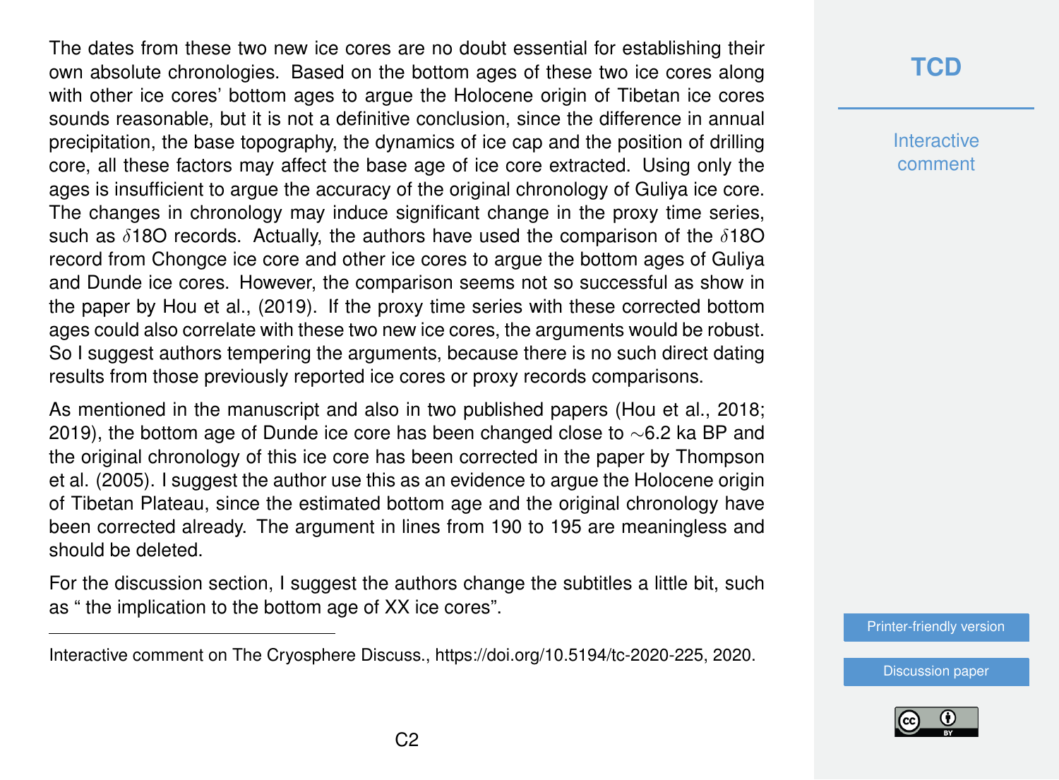The dates from these two new ice cores are no doubt essential for establishing their own absolute chronologies. Based on the bottom ages of these two ice cores along with other ice cores' bottom ages to argue the Holocene origin of Tibetan ice cores sounds reasonable, but it is not a definitive conclusion, since the difference in annual precipitation, the base topography, the dynamics of ice cap and the position of drilling core, all these factors may affect the base age of ice core extracted. Using only the ages is insufficient to argue the accuracy of the original chronology of Guliya ice core. The changes in chronology may induce significant change in the proxy time series, such as $\delta$18O records. Actually, the authors have used the comparison of the $\delta$18O record from Chongce ice core and other ice cores to argue the bottom ages of Guliya and Dunde ice cores. However, the comparison seems not so successful as show in the paper by Hou et al., (2019). If the proxy time series with these corrected bottom ages could also correlate with these two new ice cores, the arguments would be robust. So I suggest authors tempering the arguments, because there is no such direct dating results from those previously reported ice cores or proxy records comparisons.

As mentioned in the manuscript and also in two published papers (Hou et al., 2018; 2019), the bottom age of Dunde ice core has been changed close to ~6.2 ka BP and the original chronology of this ice core has been corrected in the paper by Thompson et al. (2005). I suggest the author use this as an evidence to argue the Holocene origin of Tibetan Plateau, since the estimated bottom age and the original chronology have been corrected already. The argument in lines from 190 to 195 are meaningless and should be deleted.

For the discussion section, I suggest the authors change the subtitles a little bit, such as " the implication to the bottom age of XX ice cores".

---

Interactive comment on The Cryosphere Discuss., https://doi.org/10.5194/tc-2020-225, 2020.